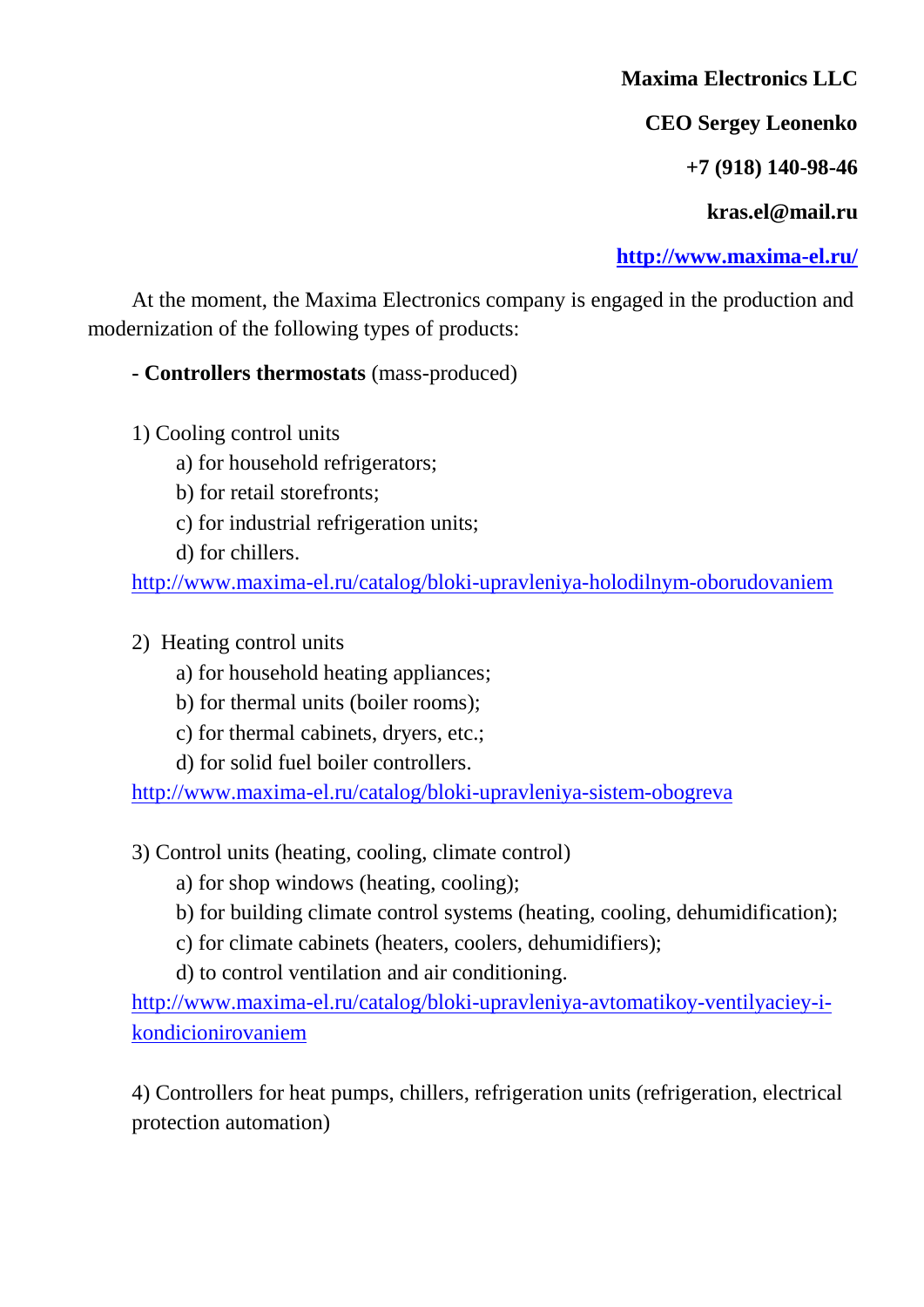**Maxima Electronics LLC**

**CEO Sergey Leonenko**

**+7 (918) 140-98-46**

**kras.el@mail.ru**

**[http://www.maxima-el.ru/](http://www.maxima-el.ru/)**

At the moment, the Maxima Electronics company is engaged in the production and modernization of the following types of products:

**- Controllers thermostats** (mass-produced)

1) Cooling control units
   - a) for household refrigerators;
   - b) for retail storefronts;
   - c) for industrial refrigeration units;
   - d) for chillers.

[http://www.maxima-el.ru/catalog/bloki-upravleniya-holodilnym-oborudovaniem](http://www.maxima-el.ru/catalog/bloki-upravleniya-holodilnym-oborudovaniem)

2) Heating control units
   - a) for household heating appliances;
   - b) for thermal units (boiler rooms);
   - c) for thermal cabinets, dryers, etc.;
   - d) for solid fuel boiler controllers.

[http://www.maxima-el.ru/catalog/bloki-upravleniya-sistem-obogreva](http://www.maxima-el.ru/catalog/bloki-upravleniya-sistem-obogreva)

3) Control units (heating, cooling, climate control)
   - a) for shop windows (heating, cooling);
   - b) for building climate control systems (heating, cooling, dehumidification);
   - c) for climate cabinets (heaters, coolers, dehumidifiers);
   - d) to control ventilation and air conditioning.

[http://www.maxima-el.ru/catalog/bloki-upravleniya-avtomatikoy-ventilyaciey-i-kondicionirovaniem](http://www.maxima-el.ru/catalog/bloki-upravleniya-avtomatikoy-ventilyaciey-i-kondicionirovaniem)

4) Controllers for heat pumps, chillers, refrigeration units (refrigeration, electrical protection automation)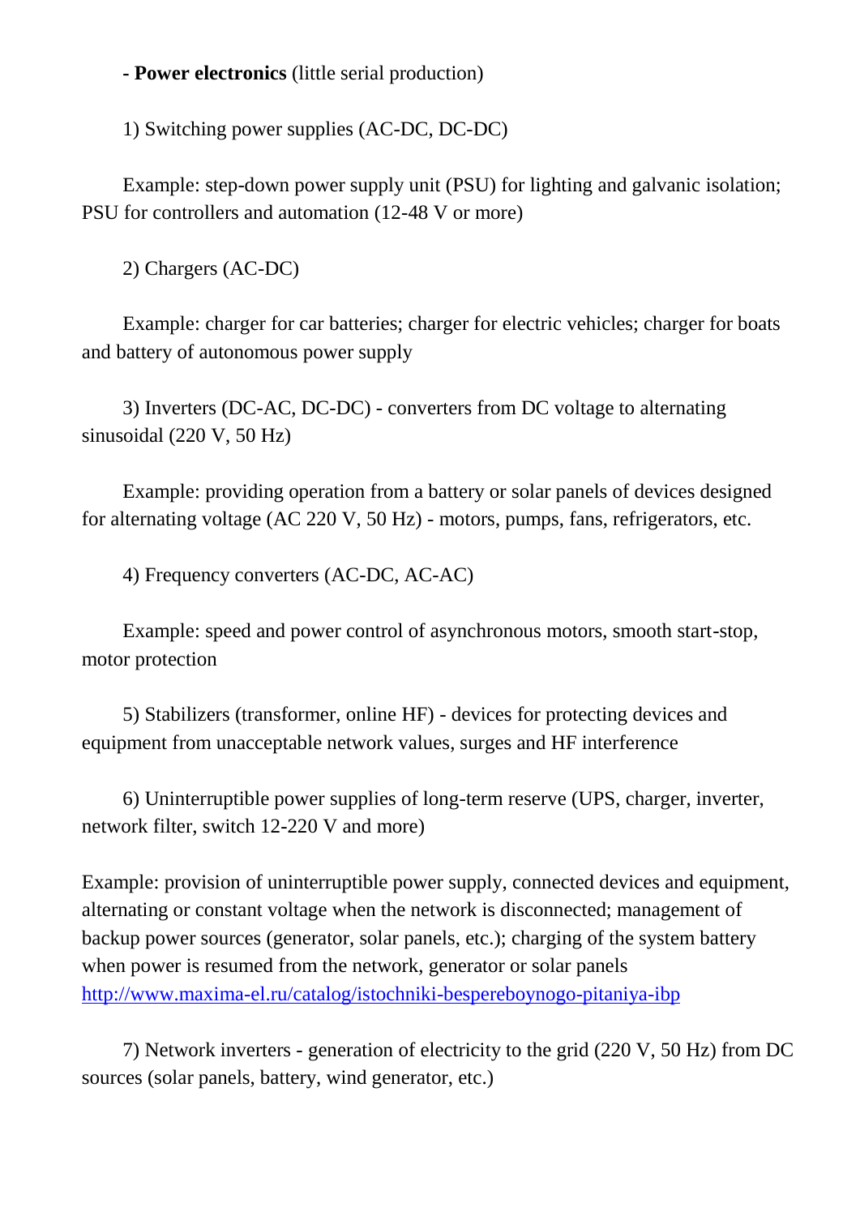- **Power electronics** (little serial production)

1) Switching power supplies (AC-DC, DC-DC)

Example: step-down power supply unit (PSU) for lighting and galvanic isolation; PSU for controllers and automation (12-48 V or more)

2) Chargers (AC-DC)

Example: charger for car batteries; charger for electric vehicles; charger for boats and battery of autonomous power supply

3) Inverters (DC-AC, DC-DC) - converters from DC voltage to alternating sinusoidal (220 V, 50 Hz)

Example: providing operation from a battery or solar panels of devices designed for alternating voltage (AC 220 V, 50 Hz) - motors, pumps, fans, refrigerators, etc.

4) Frequency converters (AC-DC, AC-AC)

Example: speed and power control of asynchronous motors, smooth start-stop, motor protection

5) Stabilizers (transformer, online HF) - devices for protecting devices and equipment from unacceptable network values, surges and HF interference

6) Uninterruptible power supplies of long-term reserve (UPS, charger, inverter, network filter, switch 12-220 V and more)

Example: provision of uninterruptible power supply, connected devices and equipment, alternating or constant voltage when the network is disconnected; management of backup power sources (generator, solar panels, etc.); charging of the system battery when power is resumed from the network, generator or solar panels http://www.maxima-el.ru/catalog/istochniki-bespereboynogo-pitaniya-ibp

7) Network inverters - generation of electricity to the grid (220 V, 50 Hz) from DC sources (solar panels, battery, wind generator, etc.)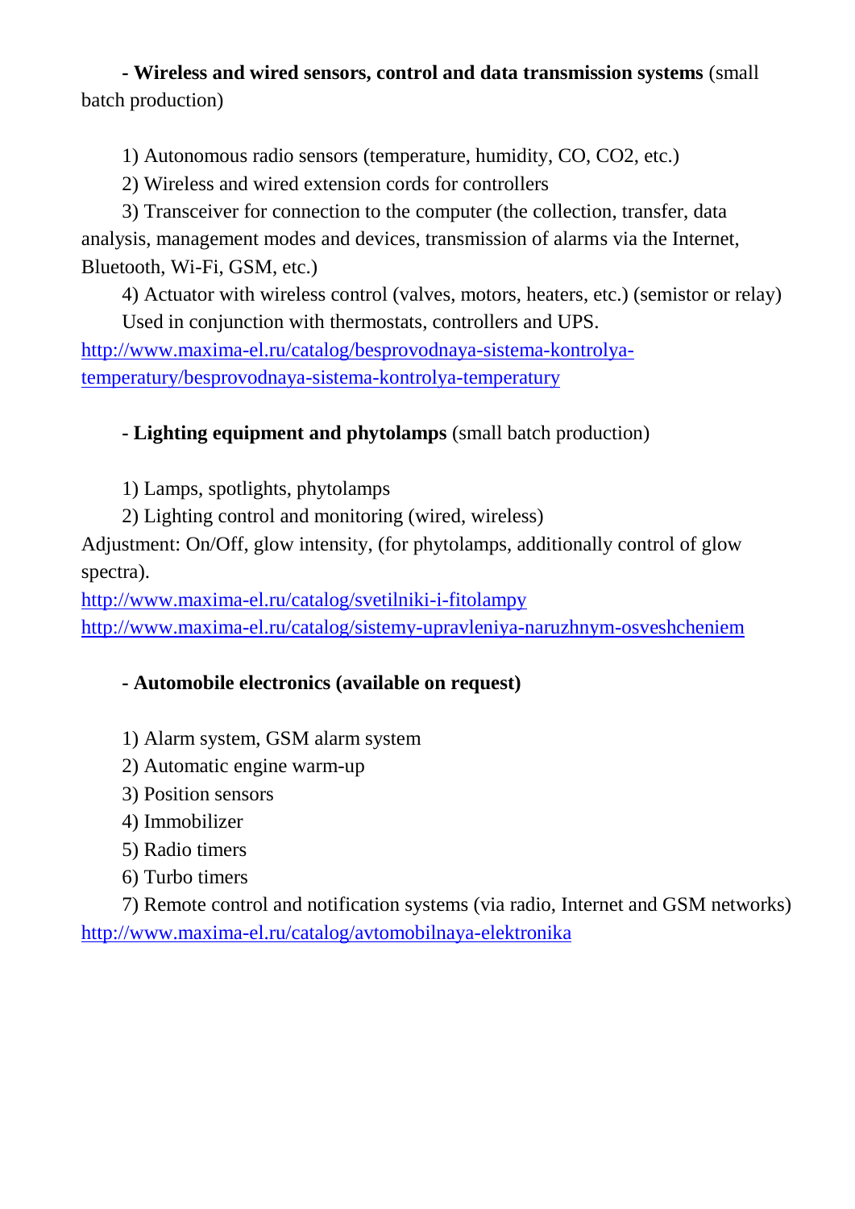**- Wireless and wired sensors, control and data transmission systems** (small batch production)

1) Autonomous radio sensors (temperature, humidity, CO, $CO_2$, etc.)
2) Wireless and wired extension cords for controllers
3) Transceiver for connection to the computer (the collection, transfer, data analysis, management modes and devices, transmission of alarms via the Internet, Bluetooth, Wi-Fi, GSM, etc.)
4) Actuator with wireless control (valves, motors, heaters, etc.) (semistor or relay)

Used in conjunction with thermostats, controllers and UPS.

http://www.maxima-el.ru/catalog/besprovodnaya-sistema-kontrolya-temperatury/besprovodnaya-sistema-kontrolya-temperatury

**- Lighting equipment and phytolamps** (small batch production)

1) Lamps, spotlights, phytolamps
2) Lighting control and monitoring (wired, wireless)

Adjustment: On/Off, glow intensity, (for phytolamps, additionally control of glow spectra).

http://www.maxima-el.ru/catalog/svetilniki-i-fitolampy
http://www.maxima-el.ru/catalog/sistemy-upravleniya-naruzhnym-osveshcheniem

**- Automobile electronics (available on request)**

1) Alarm system, GSM alarm system
2) Automatic engine warm-up
3) Position sensors
4) Immobilizer
5) Radio timers
6) Turbo timers
7) Remote control and notification systems (via radio, Internet and GSM networks)

http://www.maxima-el.ru/catalog/avtomobilnaya-elektronika